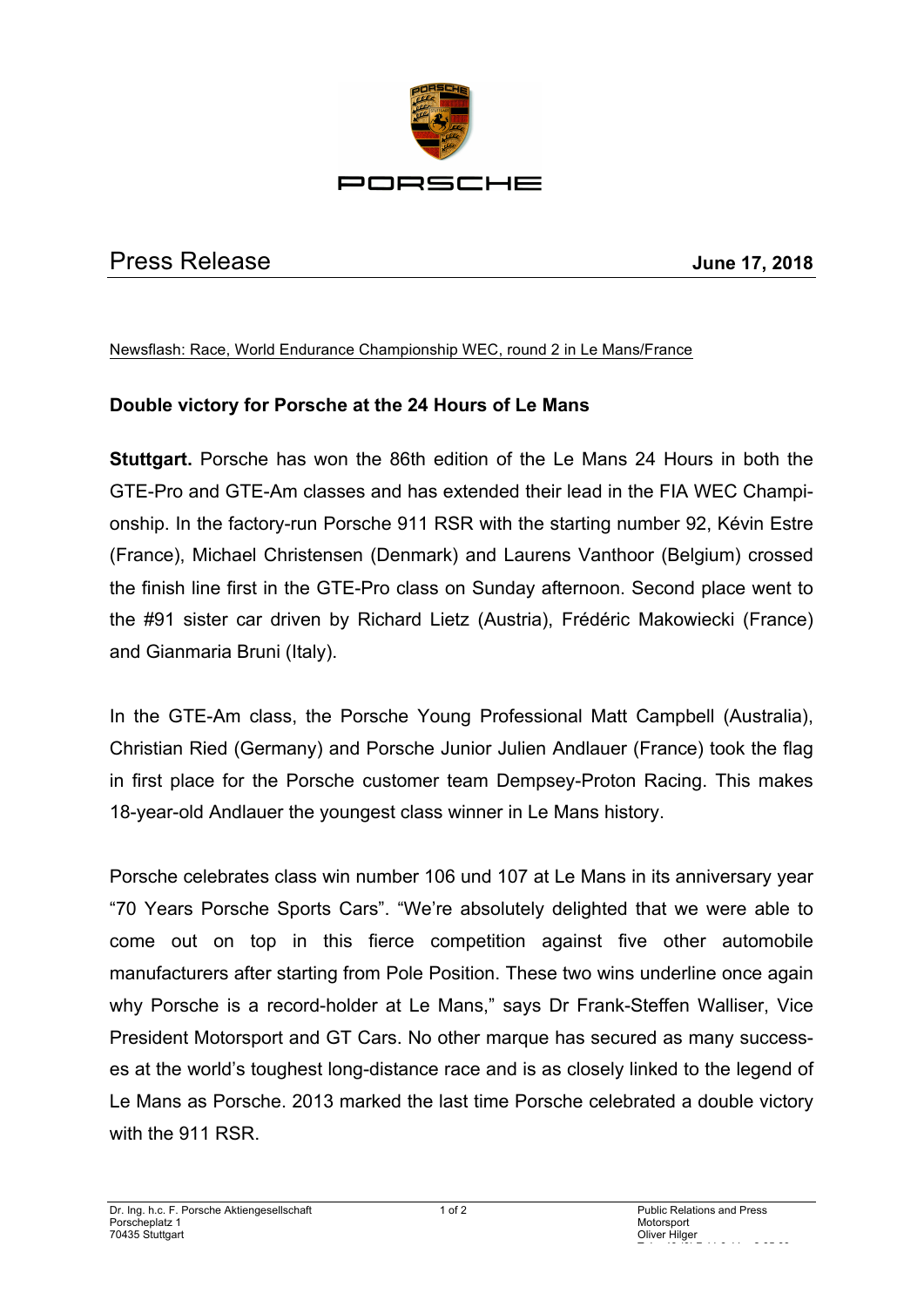PORSCHE

Press Release **June 17, 2018**

Newsflash: Race, World Endurance Championship WEC, round 2 in Le Mans/France

**Double victory for Porsche at the 24 Hours of Le Mans**

**Stuttgart.** Porsche has won the 86th edition of the Le Mans 24 Hours in both the GTE-Pro and GTE-Am classes and has extended their lead in the FIA WEC Championship. In the factory-run Porsche 911 RSR with the starting number 92, Kévin Estre (France), Michael Christensen (Denmark) and Laurens Vanthoor (Belgium) crossed the finish line first in the GTE-Pro class on Sunday afternoon. Second place went to the #91 sister car driven by Richard Lietz (Austria), Frédéric Makowiecki (France) and Gianmaria Bruni (Italy).

In the GTE-Am class, the Porsche Young Professional Matt Campbell (Australia), Christian Ried (Germany) and Porsche Junior Julien Andlauer (France) took the flag in first place for the Porsche customer team Dempsey-Proton Racing. This makes 18-year-old Andlauer the youngest class winner in Le Mans history.

Porsche celebrates class win number 106 und 107 at Le Mans in its anniversary year "70 Years Porsche Sports Cars". "We're absolutely delighted that we were able to come out on top in this fierce competition against five other automobile manufacturers after starting from Pole Position. These two wins underline once again why Porsche is a record-holder at Le Mans," says Dr Frank-Steffen Walliser, Vice President Motorsport and GT Cars. No other marque has secured as many successes at the world's toughest long-distance race and is as closely linked to the legend of Le Mans as Porsche. 2013 marked the last time Porsche celebrated a double victory with the 911 RSR.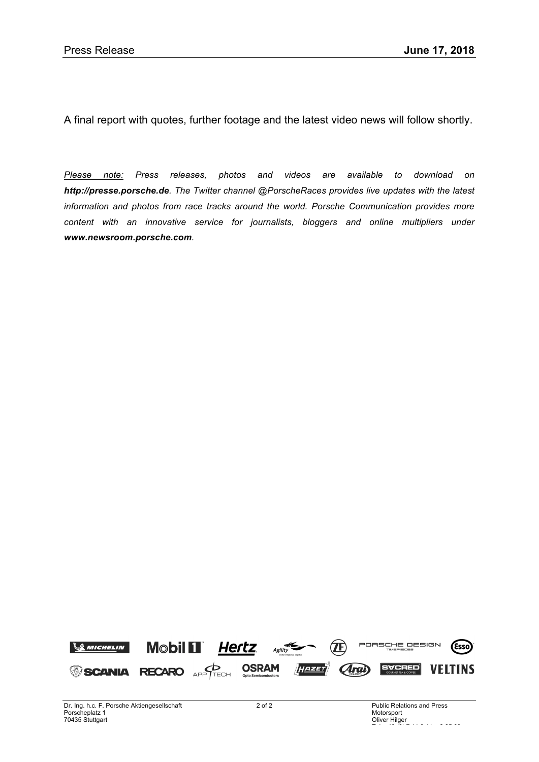A final report with quotes, further footage and the latest video news will follow shortly.

*<u>Please note:</u> Press releases, photos and videos are available to download on* ***http://presse.porsche.de****. The Twitter channel @PorscheRaces provides live updates with the latest information and photos from race tracks around the world. Porsche Communication provides more content with an innovative service for journalists, bloggers and online multipliers under* ***www.newsroom.porsche.com****.*

Dr. Ing. h.c. F. Porsche Aktiengesellschaft
Porscheplatz 1
70435 Stuttgart

Public Relations and Press
Motorsport
Oliver Hilger